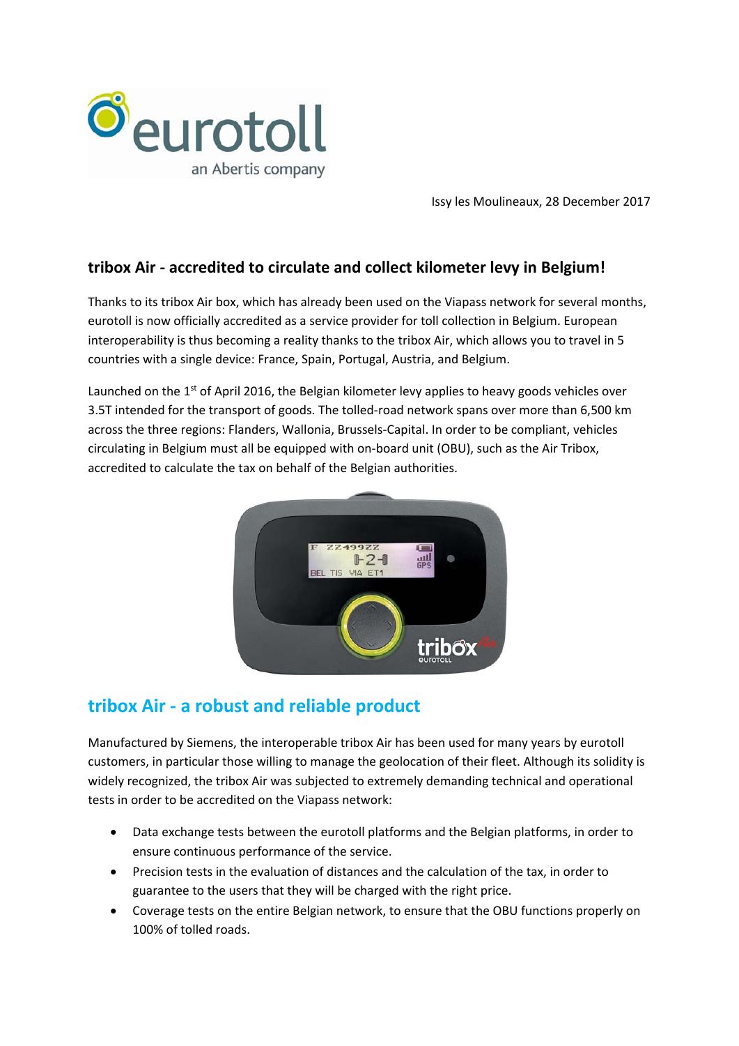Issy les Moulineaux, 28 December 2017

## tribox Air - accredited to circulate and collect kilometer levy in Belgium!

Thanks to its tribox Air box, which has already been used on the Viapass network for several months, eurotoll is now officially accredited as a service provider for toll collection in Belgium. European interoperability is thus becoming a reality thanks to the tribox Air, which allows you to travel in 5 countries with a single device: France, Spain, Portugal, Austria, and Belgium.

Launched on the 1st of April 2016, the Belgian kilometer levy applies to heavy goods vehicles over 3.5T intended for the transport of goods. The tolled-road network spans over more than 6,500 km across the three regions: Flanders, Wallonia, Brussels-Capital. In order to be compliant, vehicles circulating in Belgium must all be equipped with on-board unit (OBU), such as the Air Tribox, accredited to calculate the tax on behalf of the Belgian authorities.

## tribox Air - a robust and reliable product

Manufactured by Siemens, the interoperable tribox Air has been used for many years by eurotoll customers, in particular those willing to manage the geolocation of their fleet. Although its solidity is widely recognized, the tribox Air was subjected to extremely demanding technical and operational tests in order to be accredited on the Viapass network:

- Data exchange tests between the eurotoll platforms and the Belgian platforms, in order to ensure continuous performance of the service.
- Precision tests in the evaluation of distances and the calculation of the tax, in order to guarantee to the users that they will be charged with the right price.
- Coverage tests on the entire Belgian network, to ensure that the OBU functions properly on 100% of tolled roads.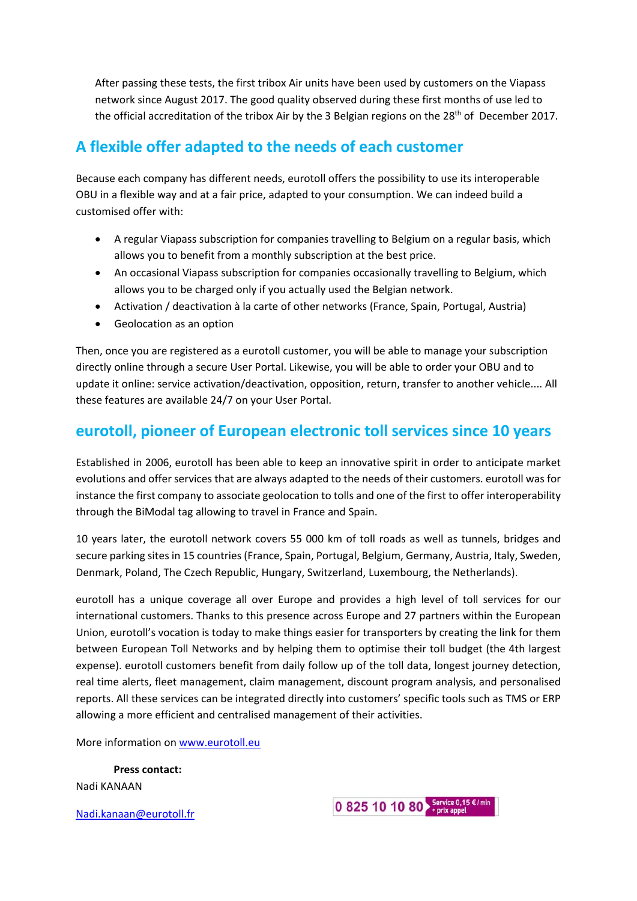After passing these tests, the first tribox Air units have been used by customers on the Viapass network since August 2017. The good quality observed during these first months of use led to the official accreditation of the tribox Air by the 3 Belgian regions on the 28th of December 2017.

## A flexible offer adapted to the needs of each customer

Because each company has different needs, eurotoll offers the possibility to use its interoperable OBU in a flexible way and at a fair price, adapted to your consumption. We can indeed build a customised offer with:

- A regular Viapass subscription for companies travelling to Belgium on a regular basis, which allows you to benefit from a monthly subscription at the best price.
- An occasional Viapass subscription for companies occasionally travelling to Belgium, which allows you to be charged only if you actually used the Belgian network.
- Activation / deactivation à la carte of other networks (France, Spain, Portugal, Austria)
- Geolocation as an option

Then, once you are registered as a eurotoll customer, you will be able to manage your subscription directly online through a secure User Portal. Likewise, you will be able to order your OBU and to update it online: service activation/deactivation, opposition, return, transfer to another vehicle.... All these features are available 24/7 on your User Portal.

## eurotoll, pioneer of European electronic toll services since 10 years

Established in 2006, eurotoll has been able to keep an innovative spirit in order to anticipate market evolutions and offer services that are always adapted to the needs of their customers. eurotoll was for instance the first company to associate geolocation to tolls and one of the first to offer interoperability through the BiModal tag allowing to travel in France and Spain.

10 years later, the eurotoll network covers 55 000 km of toll roads as well as tunnels, bridges and secure parking sites in 15 countries (France, Spain, Portugal, Belgium, Germany, Austria, Italy, Sweden, Denmark, Poland, The Czech Republic, Hungary, Switzerland, Luxembourg, the Netherlands).

eurotoll has a unique coverage all over Europe and provides a high level of toll services for our international customers. Thanks to this presence across Europe and 27 partners within the European Union, eurotoll's vocation is today to make things easier for transporters by creating the link for them between European Toll Networks and by helping them to optimise their toll budget (the 4th largest expense). eurotoll customers benefit from daily follow up of the toll data, longest journey detection, real time alerts, fleet management, claim management, discount program analysis, and personalised reports. All these services can be integrated directly into customers' specific tools such as TMS or ERP allowing a more efficient and centralised management of their activities.

More information on www.eurotoll.eu

**Press contact:**

Nadi KANAAN

Nadi.kanaan@eurotoll.fr

0 825 10 10 80 Service 0,15 € / min + prix appel